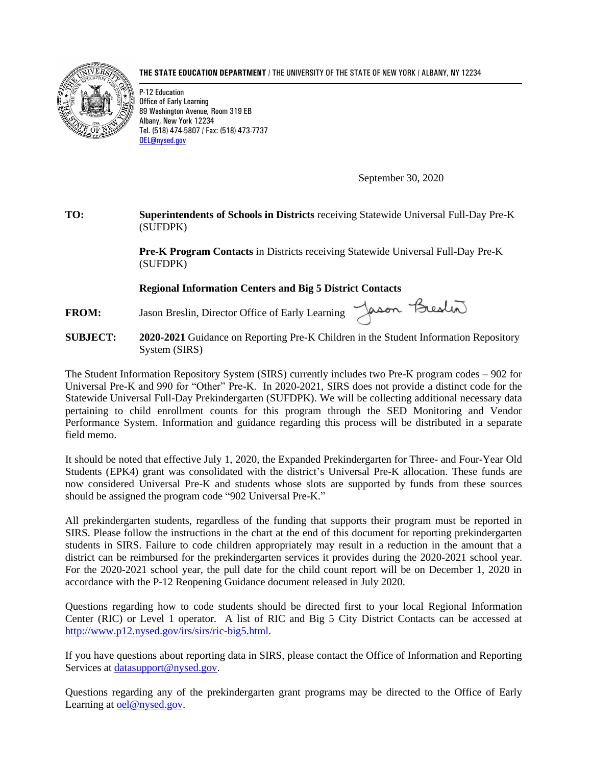**THE STATE EDUCATION DEPARTMENT** / THE UNIVERSITY OF THE STATE OF NEW YORK / ALBANY, NY 12234

P-12 Education
Office of Early Learning
89 Washington Avenue, Room 319 EB
Albany, New York 12234
Tel. (518) 474-5807 / Fax: (518) 473-7737
OEL@nysed.gov

September 30, 2020

**TO:** **Superintendents of Schools in Districts** receiving Statewide Universal Full-Day Pre-K (SUFDPK)

**Pre-K Program Contacts** in Districts receiving Statewide Universal Full-Day Pre-K (SUFDPK)

**Regional Information Centers and Big 5 District Contacts**

**FROM:** Jason Breslin, Director Office of Early Learning

**SUBJECT:** **2020-2021** Guidance on Reporting Pre-K Children in the Student Information Repository System (SIRS)

The Student Information Repository System (SIRS) currently includes two Pre-K program codes – 902 for Universal Pre-K and 990 for "Other" Pre-K. In 2020-2021, SIRS does not provide a distinct code for the Statewide Universal Full-Day Prekindergarten (SUFDPK). We will be collecting additional necessary data pertaining to child enrollment counts for this program through the SED Monitoring and Vendor Performance System. Information and guidance regarding this process will be distributed in a separate field memo.

It should be noted that effective July 1, 2020, the Expanded Prekindergarten for Three- and Four-Year Old Students (EPK4) grant was consolidated with the district's Universal Pre-K allocation. These funds are now considered Universal Pre-K and students whose slots are supported by funds from these sources should be assigned the program code "902 Universal Pre-K."

All prekindergarten students, regardless of the funding that supports their program must be reported in SIRS. Please follow the instructions in the chart at the end of this document for reporting prekindergarten students in SIRS. Failure to code children appropriately may result in a reduction in the amount that a district can be reimbursed for the prekindergarten services it provides during the 2020-2021 school year. For the 2020-2021 school year, the pull date for the child count report will be on December 1, 2020 in accordance with the P-12 Reopening Guidance document released in July 2020.

Questions regarding how to code students should be directed first to your local Regional Information Center (RIC) or Level 1 operator. A list of RIC and Big 5 City District Contacts can be accessed at http://www.p12.nysed.gov/irs/sirs/ric-big5.html.

If you have questions about reporting data in SIRS, please contact the Office of Information and Reporting Services at datasupport@nysed.gov.

Questions regarding any of the prekindergarten grant programs may be directed to the Office of Early Learning at oel@nysed.gov.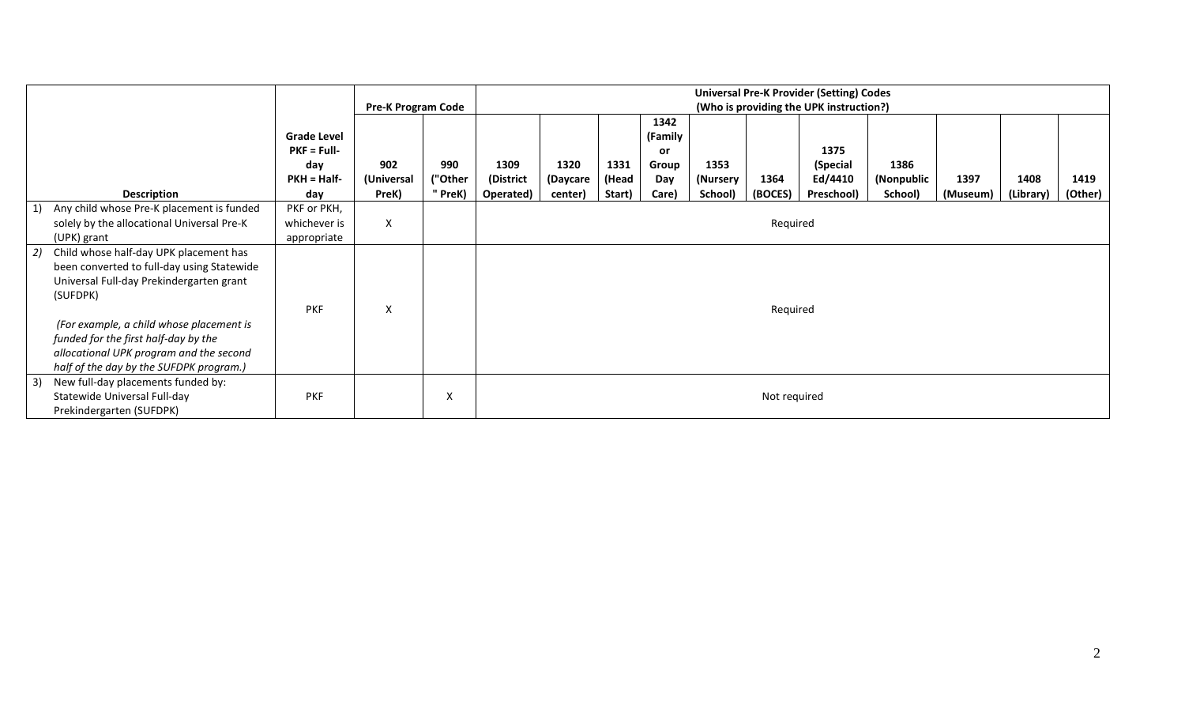| Description | Grade Level PKF = Full-day PKH = Half-day | Pre-K Program Code | | Universal Pre-K Provider (Setting) Codes (Who is providing the UPK instruction?) | | | | | | | | | | |
|---|---|---|---|---|---|---|---|---|---|---|---|---|---|---|
| | | 902 (Universal PreK) | 990 ("Other " PreK) | 1309 (District Operated) | 1320 (Daycare center) | 1331 (Head Start) | 1342 (Family or Group Day Care) | 1353 (Nursery School) | 1364 (BOCES) | 1375 (Special Ed/4410 Preschool) | 1386 (Nonpublic School) | 1397 (Museum) | 1408 (Library) | 1419 (Other) |
| 1) Any child whose Pre-K placement is funded solely by the allocational Universal Pre-K (UPK) grant | PKF or PKH, whichever is appropriate | X | | Required | | | | | | | | | | |
| *2)* Child whose half-day UPK placement has been converted to full-day using Statewide Universal Full-day Prekindergarten grant (SUFDPK)<br><br>*(For example, a child whose placement is funded for the first half-day by the allocational UPK program and the second half of the day by the SUFDPK program.)* | PKF | X | | Required | | | | | | | | | | |
| 3) New full-day placements funded by: Statewide Universal Full-day Prekindergarten (SUFDPK) | PKF | | X | Not required | | | | | | | | | | |